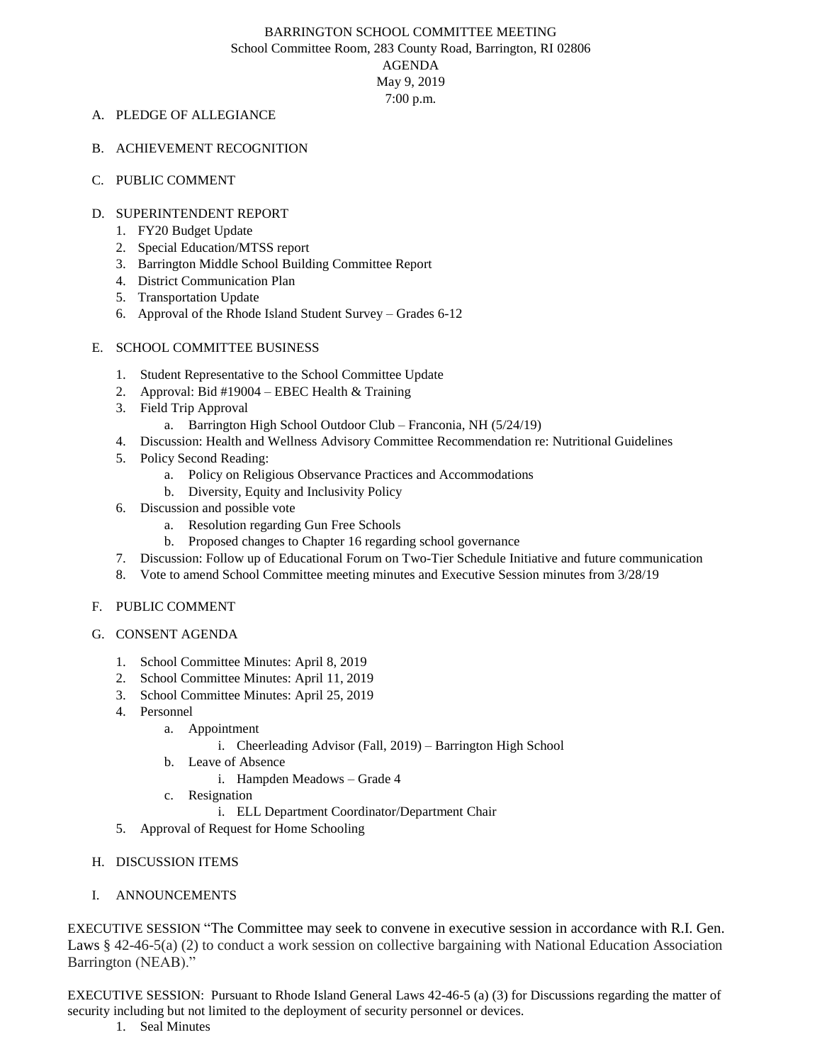# BARRINGTON SCHOOL COMMITTEE MEETING

School Committee Room, 283 County Road, Barrington, RI 02806

AGENDA

May 9, 2019

7:00 p.m.

A. PLEDGE OF ALLEGIANCE

B. ACHIEVEMENT RECOGNITION

C. PUBLIC COMMENT

D. SUPERINTENDENT REPORT
   1. FY20 Budget Update
   2. Special Education/MTSS report
   3. Barrington Middle School Building Committee Report
   4. District Communication Plan
   5. Transportation Update
   6. Approval of the Rhode Island Student Survey – Grades 6-12

E. SCHOOL COMMITTEE BUSINESS
   1. Student Representative to the School Committee Update
   2. Approval: Bid #19004 – EBEC Health & Training
   3. Field Trip Approval
      a. Barrington High School Outdoor Club – Franconia, NH (5/24/19)
   4. Discussion: Health and Wellness Advisory Committee Recommendation re: Nutritional Guidelines
   5. Policy Second Reading:
      a. Policy on Religious Observance Practices and Accommodations
      b. Diversity, Equity and Inclusivity Policy
   6. Discussion and possible vote
      a. Resolution regarding Gun Free Schools
      b. Proposed changes to Chapter 16 regarding school governance
   7. Discussion: Follow up of Educational Forum on Two-Tier Schedule Initiative and future communication
   8. Vote to amend School Committee meeting minutes and Executive Session minutes from 3/28/19

F. PUBLIC COMMENT

G. CONSENT AGENDA
   1. School Committee Minutes: April 8, 2019
   2. School Committee Minutes: April 11, 2019
   3. School Committee Minutes: April 25, 2019
   4. Personnel
      a. Appointment
         i. Cheerleading Advisor (Fall, 2019) – Barrington High School
      b. Leave of Absence
         i. Hampden Meadows – Grade 4
      c. Resignation
         i. ELL Department Coordinator/Department Chair
   5. Approval of Request for Home Schooling

H. DISCUSSION ITEMS

I. ANNOUNCEMENTS

EXECUTIVE SESSION "The Committee may seek to convene in executive session in accordance with R.I. Gen. Laws § 42-46-5(a) (2) to conduct a work session on collective bargaining with National Education Association Barrington (NEAB)."

EXECUTIVE SESSION: Pursuant to Rhode Island General Laws 42-46-5 (a) (3) for Discussions regarding the matter of security including but not limited to the deployment of security personnel or devices.

1. Seal Minutes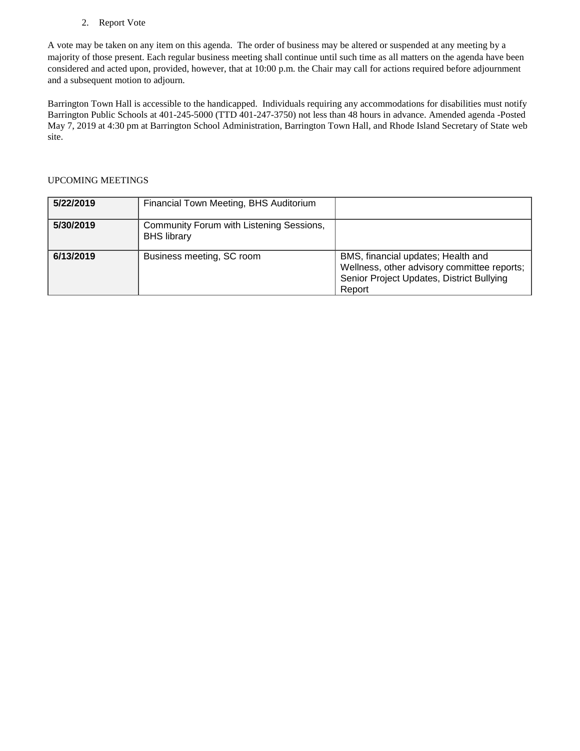2. Report Vote

A vote may be taken on any item on this agenda. The order of business may be altered or suspended at any meeting by a majority of those present. Each regular business meeting shall continue until such time as all matters on the agenda have been considered and acted upon, provided, however, that at 10:00 p.m. the Chair may call for actions required before adjournment and a subsequent motion to adjourn.

Barrington Town Hall is accessible to the handicapped. Individuals requiring any accommodations for disabilities must notify Barrington Public Schools at 401-245-5000 (TTD 401-247-3750) not less than 48 hours in advance. Amended agenda -Posted May 7, 2019 at 4:30 pm at Barrington School Administration, Barrington Town Hall, and Rhode Island Secretary of State web site.

UPCOMING MEETINGS

| | | |
|---|---|---|
| **5/22/2019** | Financial Town Meeting, BHS Auditorium | |
| **5/30/2019** | Community Forum with Listening Sessions, BHS library | |
| **6/13/2019** | Business meeting, SC room | BMS, financial updates; Health and Wellness, other advisory committee reports; Senior Project Updates, District Bullying Report |